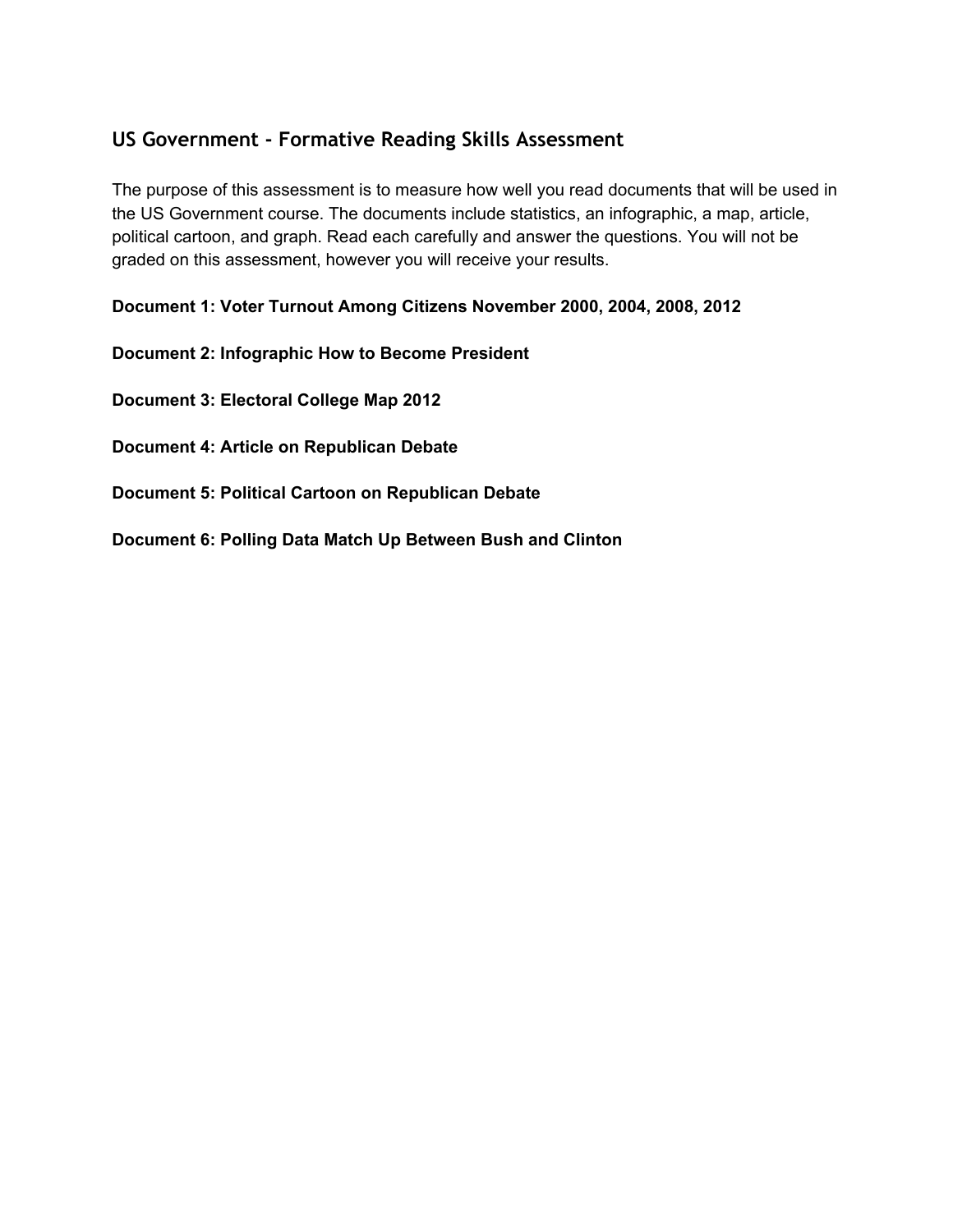## US Government - Formative Reading Skills Assessment

The purpose of this assessment is to measure how well you read documents that will be used in the US Government course. The documents include statistics, an infographic, a map, article, political cartoon, and graph. Read each carefully and answer the questions. You will not be graded on this assessment, however you will receive your results.

**Document 1: Voter Turnout Among Citizens November 2000, 2004, 2008, 2012**

**Document 2: Infographic How to Become President**

**Document 3: Electoral College Map 2012**

**Document 4: Article on Republican Debate**

**Document 5: Political Cartoon on Republican Debate**

**Document 6: Polling Data Match Up Between Bush and Clinton**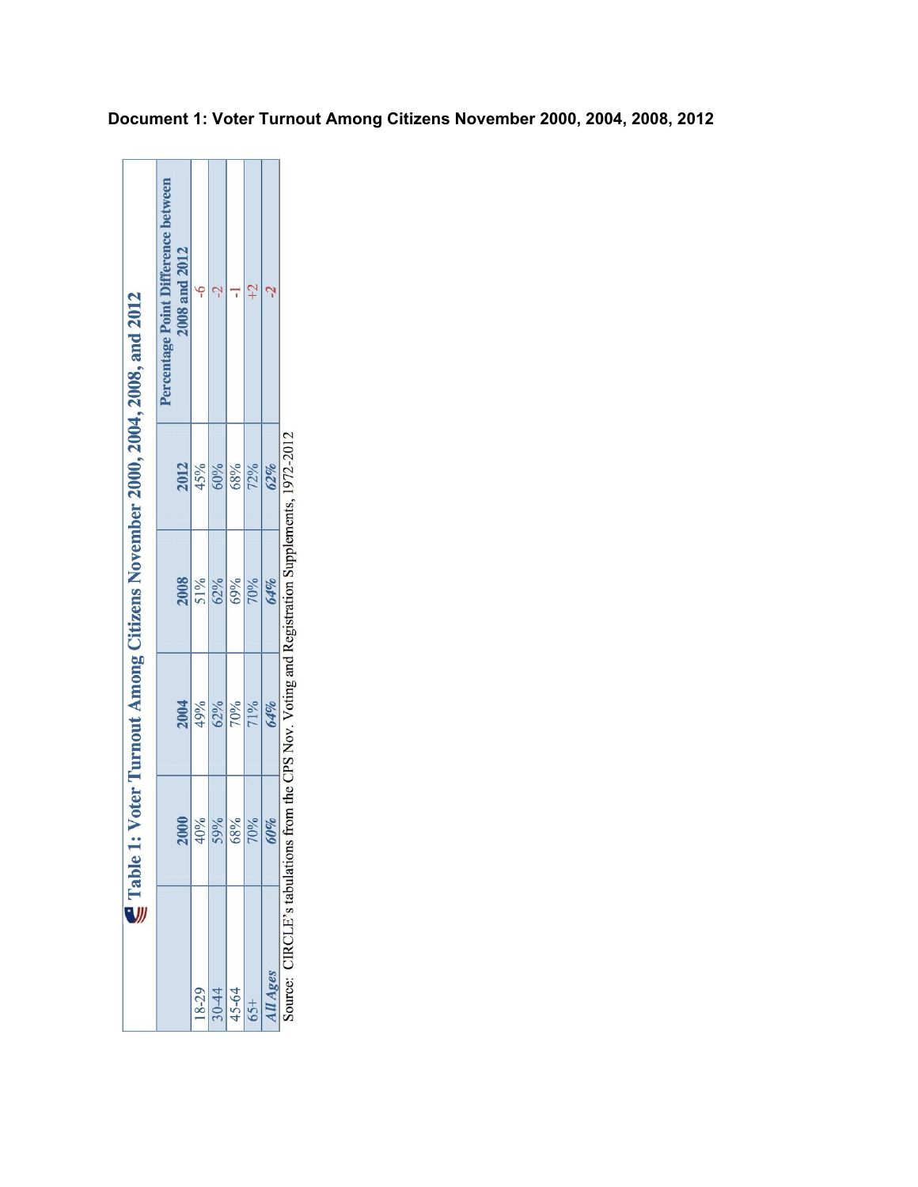**Document 1: Voter Turnout Among Citizens November 2000, 2004, 2008, 2012**

**Table 1: Voter Turnout Among Citizens November 2000, 2004, 2008, and 2012**

| | 2000 | 2004 | 2008 | 2012 | Percentage Point Difference between 2008 and 2012 |
|---|---|---|---|---|---|
| 18-29 | 40% | 49% | 51% | 45% | -6 |
| 30-44 | 59% | 62% | 62% | 60% | -2 |
| 45-64 | 68% | 70% | 69% | 68% | -1 |
| 65+ | 70% | 71% | 70% | 72% | +2 |
| *All Ages* | *60%* | *64%* | *64%* | *62%* | *-2* |

Source: CIRCLE's tabulations from the CPS Nov. Voting and Registration Supplements, 1972-2012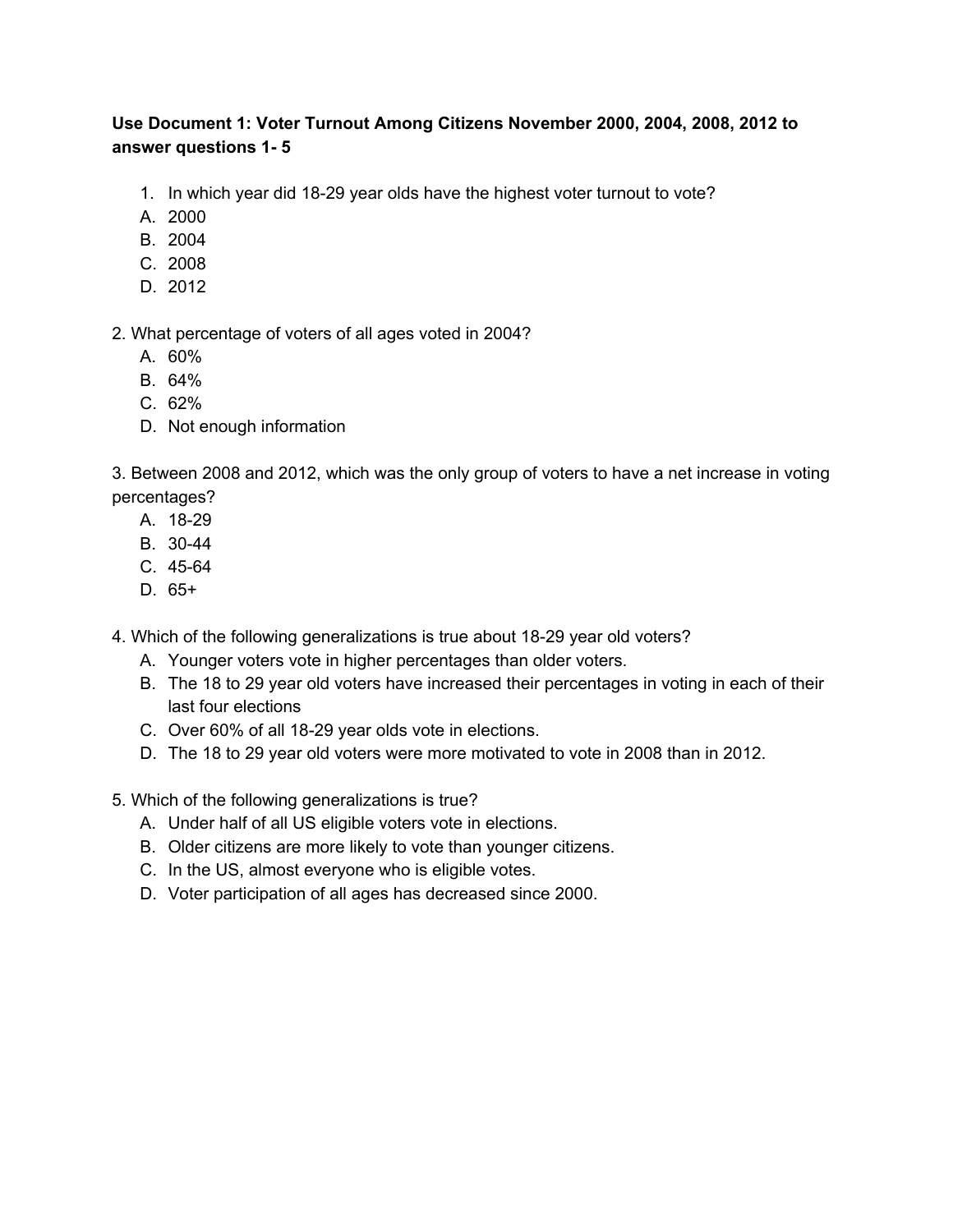**Use Document 1: Voter Turnout Among Citizens November 2000, 2004, 2008, 2012 to answer questions 1- 5**

1. In which year did 18-29 year olds have the highest voter turnout to vote?
   A. 2000
   B. 2004
   C. 2008
   D. 2012

2. What percentage of voters of all ages voted in 2004?
   A. 60%
   B. 64%
   C. 62%
   D. Not enough information

3. Between 2008 and 2012, which was the only group of voters to have a net increase in voting percentages?
   A. 18-29
   B. 30-44
   C. 45-64
   D. 65+

4. Which of the following generalizations is true about 18-29 year old voters?
   A. Younger voters vote in higher percentages than older voters.
   B. The 18 to 29 year old voters have increased their percentages in voting in each of their last four elections
   C. Over 60% of all 18-29 year olds vote in elections.
   D. The 18 to 29 year old voters were more motivated to vote in 2008 than in 2012.

5. Which of the following generalizations is true?
   A. Under half of all US eligible voters vote in elections.
   B. Older citizens are more likely to vote than younger citizens.
   C. In the US, almost everyone who is eligible votes.
   D. Voter participation of all ages has decreased since 2000.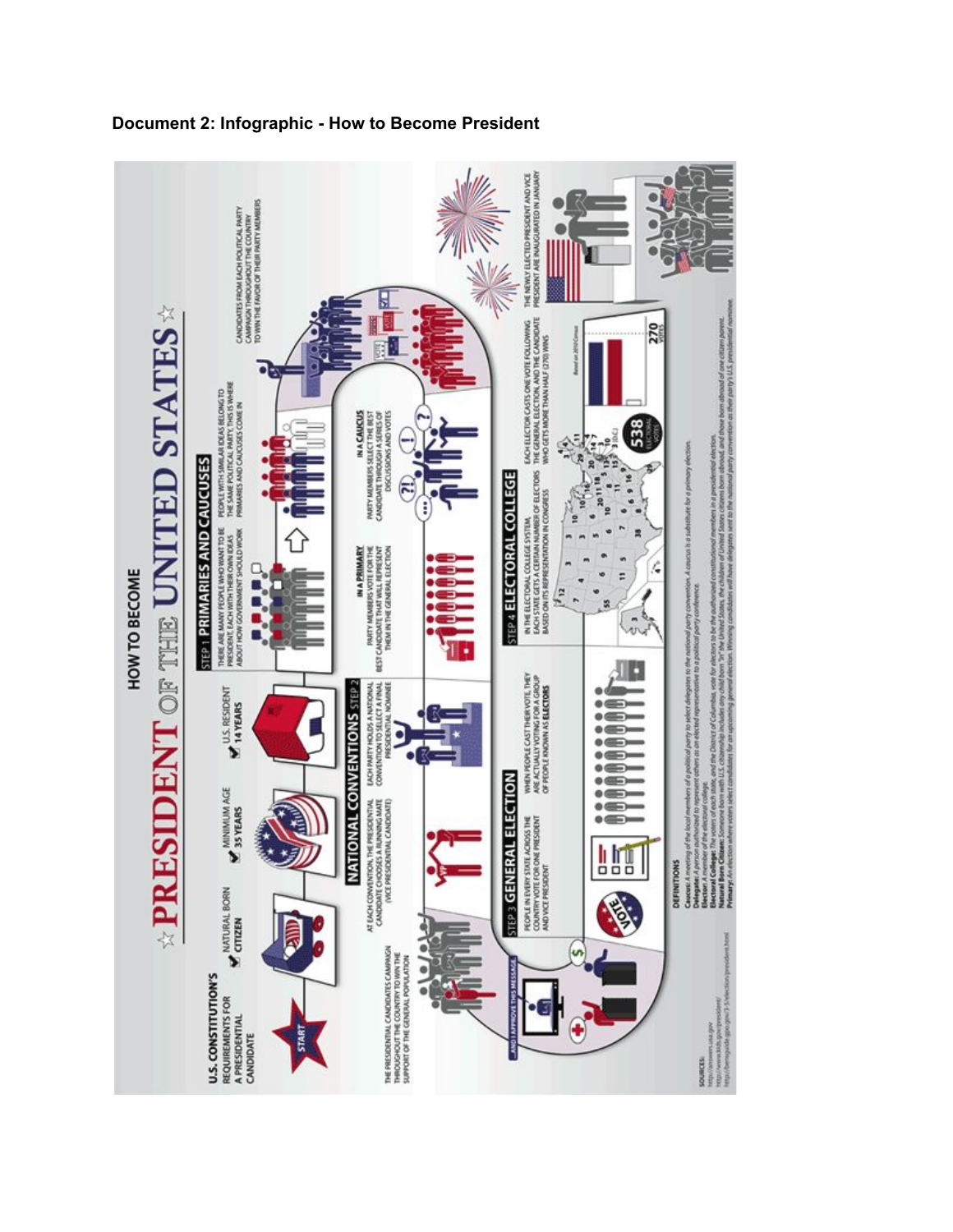**Document 2: Infographic - How to Become President**

HOW TO BECOME

# ☆ PRESIDENT OF THE UNITED STATES ☆

**U.S. CONSTITUTION'S REQUIREMENTS FOR A PRESIDENTIAL CANDIDATE**

- ✔ NATURAL BORN CITIZEN
- ✔ MINIMUM AGE 35 YEARS
- ✔ U.S. RESIDENT 14 YEARS

START

## STEP 1 PRIMARIES AND CAUCUSES

THERE ARE MANY PEOPLE WHO WANT TO BE PRESIDENT. EACH WITH THEIR OWN IDEAS ABOUT HOW GOVERNMENT SHOULD WORK

PEOPLE WITH SIMILAR IDEAS BELONG TO THE SAME POLITICAL PARTY. THIS IS WHERE PRIMARIES AND CAUCUSES COME IN

CANDIDATES FROM EACH POLITICAL PARTY CAMPAIGN THROUGHOUT THE COUNTRY TO WIN THE FAVOR OF THEIR PARTY MEMBERS

**IN A PRIMARY** PARTY MEMBERS VOTE FOR THE BEST CANDIDATE THAT WILL REPRESENT THEM IN THE GENERAL ELECTION

**IN A CAUCUS** PARTY MEMBERS SELECT THE BEST CANDIDATE THROUGH A SERIES OF DISCUSSIONS AND VOTES

## NATIONAL CONVENTIONS STEP 2

EACH PARTY HOLDS A NATIONAL CONVENTION TO SELECT A FINAL PRESIDENTIAL NOMINEE

AT EACH CONVENTION, THE PRESIDENTIAL CANDIDATE CHOOSES A RUNNING MATE (VICE PRESIDENTIAL CANDIDATE)

THE PRESIDENTIAL CANDIDATES CAMPAIGN THROUGHOUT THE COUNTRY TO WIN THE SUPPORT OF THE GENERAL POPULATION

...AND I APPROVE THIS MESSAGE

## STEP 3 GENERAL ELECTION

PEOPLE IN EVERY STATE ACROSS THE COUNTRY VOTE FOR ONE PRESIDENT AND VICE PRESIDENT

WHEN PEOPLE CAST THEIR VOTE, THEY ARE ACTUALLY VOTING FOR A GROUP OF PEOPLE KNOWN AS **ELECTORS**

## STEP 4 ELECTORAL COLLEGE

IN THE ELECTORAL COLLEGE SYSTEM, EACH STATE GETS A CERTAIN NUMBER OF ELECTORS BASED ON ITS REPRESENTATION IN CONGRESS

EACH ELECTOR CASTS ONE VOTE FOLLOWING THE GENERAL ELECTION, AND THE CANDIDATE WHO GETS MORE THAN HALF (270) WINS

538 ELECTORAL VOTES

270 VOTES

Based on 2010 Census

THE NEWLY ELECTED PRESIDENT AND VICE PRESIDENT ARE INAUGURATED IN JANUARY

**DEFINITIONS**

**Caucus:** A meeting of the local members of a political party to select delegates to the national party convention. A caucus is a substitute for a primary election.
**Delegate:** A person authorized to represent others as an elected representative to a political party conference.
**Elector:** A member of the electoral college.
**Electoral College:** The voters of each state, and the District of Columbia, vote for electors to be the authorized constitutional members in a presidential election.
**Natural Born Citizen:** Someone born with U.S. citizenship includes any child born "in" the United States, the children of United States citizens born abroad, and those born abroad of one citizen parent.
**Primary:** An election where voters select candidates for an upcoming general election. Winning candidates will have delegates sent to the national party convention as their party's U.S. presidential nominee.

**SOURCES:**
http://answers.usa.gov
http://www.kids.gov/president/
http://bensguide.gpo.gov/3-5/election/president.html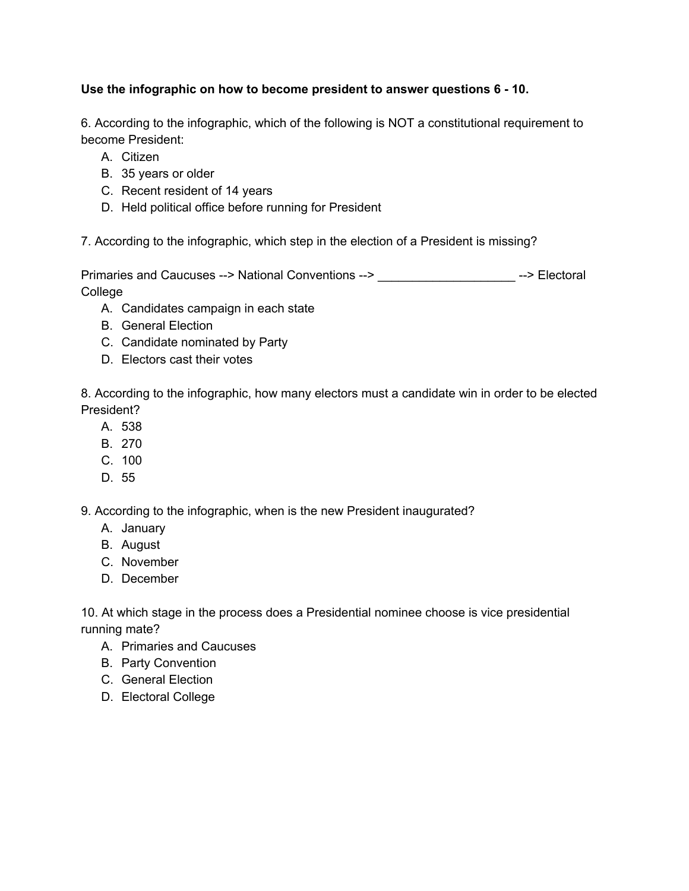**Use the infographic on how to become president to answer questions 6 - 10.**

6. According to the infographic, which of the following is NOT a constitutional requirement to become President:
   A. Citizen
   B. 35 years or older
   C. Recent resident of 14 years
   D. Held political office before running for President

7. According to the infographic, which step in the election of a President is missing?

Primaries and Caucuses --> National Conventions --> ___________________ --> Electoral College
   A. Candidates campaign in each state
   B. General Election
   C. Candidate nominated by Party
   D. Electors cast their votes

8. According to the infographic, how many electors must a candidate win in order to be elected President?
   A. 538
   B. 270
   C. 100
   D. 55

9. According to the infographic, when is the new President inaugurated?
   A. January
   B. August
   C. November
   D. December

10. At which stage in the process does a Presidential nominee choose is vice presidential running mate?
   A. Primaries and Caucuses
   B. Party Convention
   C. General Election
   D. Electoral College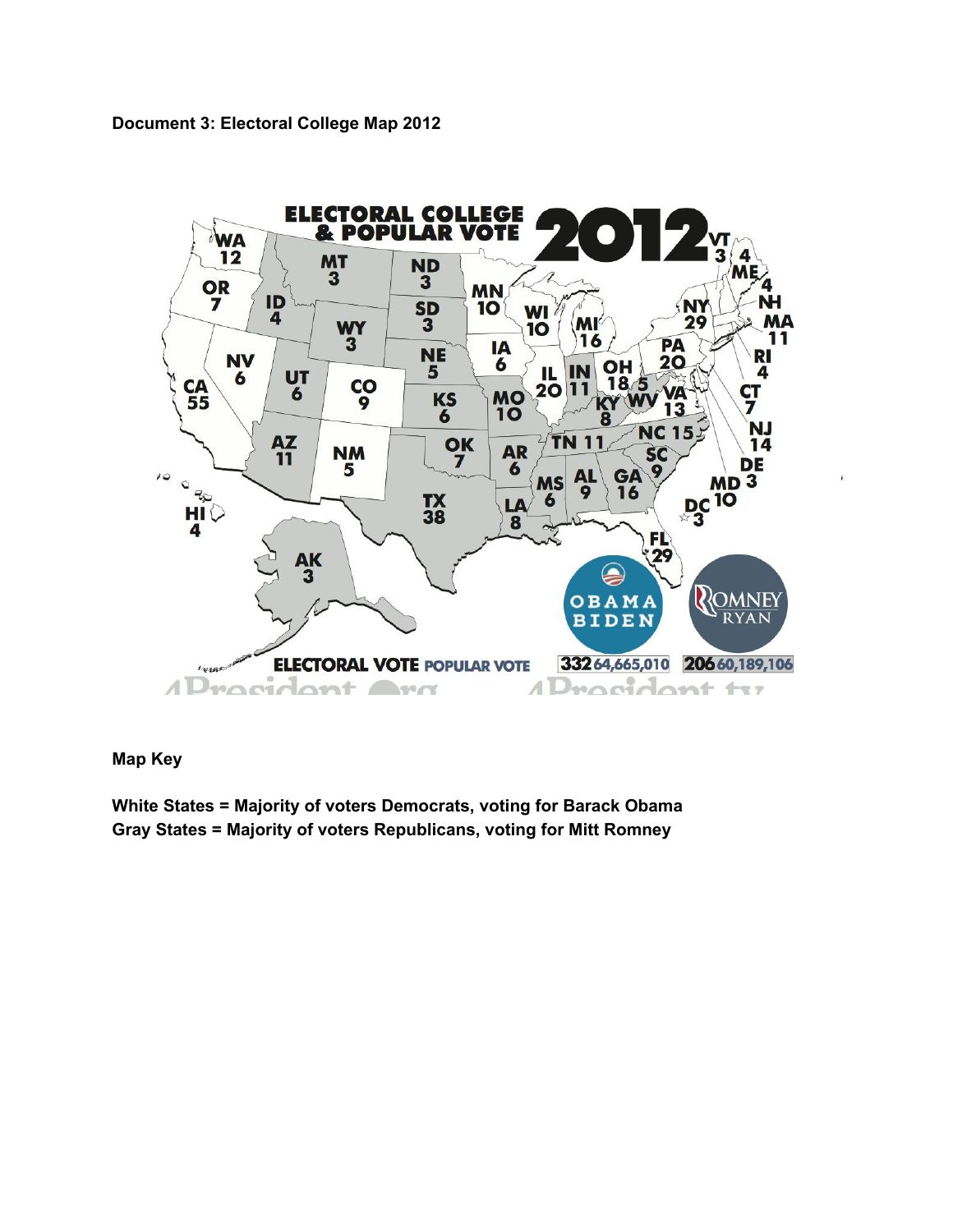**Document 3: Electoral College Map 2012**

**Map Key**

**White States = Majority of voters Democrats, voting for Barack Obama**
**Gray States = Majority of voters Republicans, voting for Mitt Romney**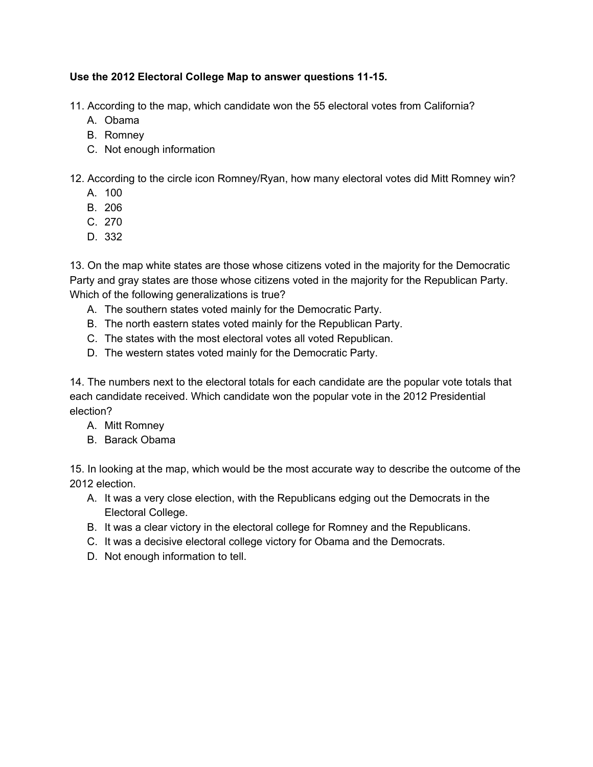**Use the 2012 Electoral College Map to answer questions 11-15.**

11. According to the map, which candidate won the 55 electoral votes from California?
    A. Obama
    B. Romney
    C. Not enough information

12. According to the circle icon Romney/Ryan, how many electoral votes did Mitt Romney win?
    A. 100
    B. 206
    C. 270
    D. 332

13. On the map white states are those whose citizens voted in the majority for the Democratic Party and gray states are those whose citizens voted in the majority for the Republican Party. Which of the following generalizations is true?
    A. The southern states voted mainly for the Democratic Party.
    B. The north eastern states voted mainly for the Republican Party.
    C. The states with the most electoral votes all voted Republican.
    D. The western states voted mainly for the Democratic Party.

14. The numbers next to the electoral totals for each candidate are the popular vote totals that each candidate received. Which candidate won the popular vote in the 2012 Presidential election?
    A. Mitt Romney
    B. Barack Obama

15. In looking at the map, which would be the most accurate way to describe the outcome of the 2012 election.
    A. It was a very close election, with the Republicans edging out the Democrats in the Electoral College.
    B. It was a clear victory in the electoral college for Romney and the Republicans.
    C. It was a decisive electoral college victory for Obama and the Democrats.
    D. Not enough information to tell.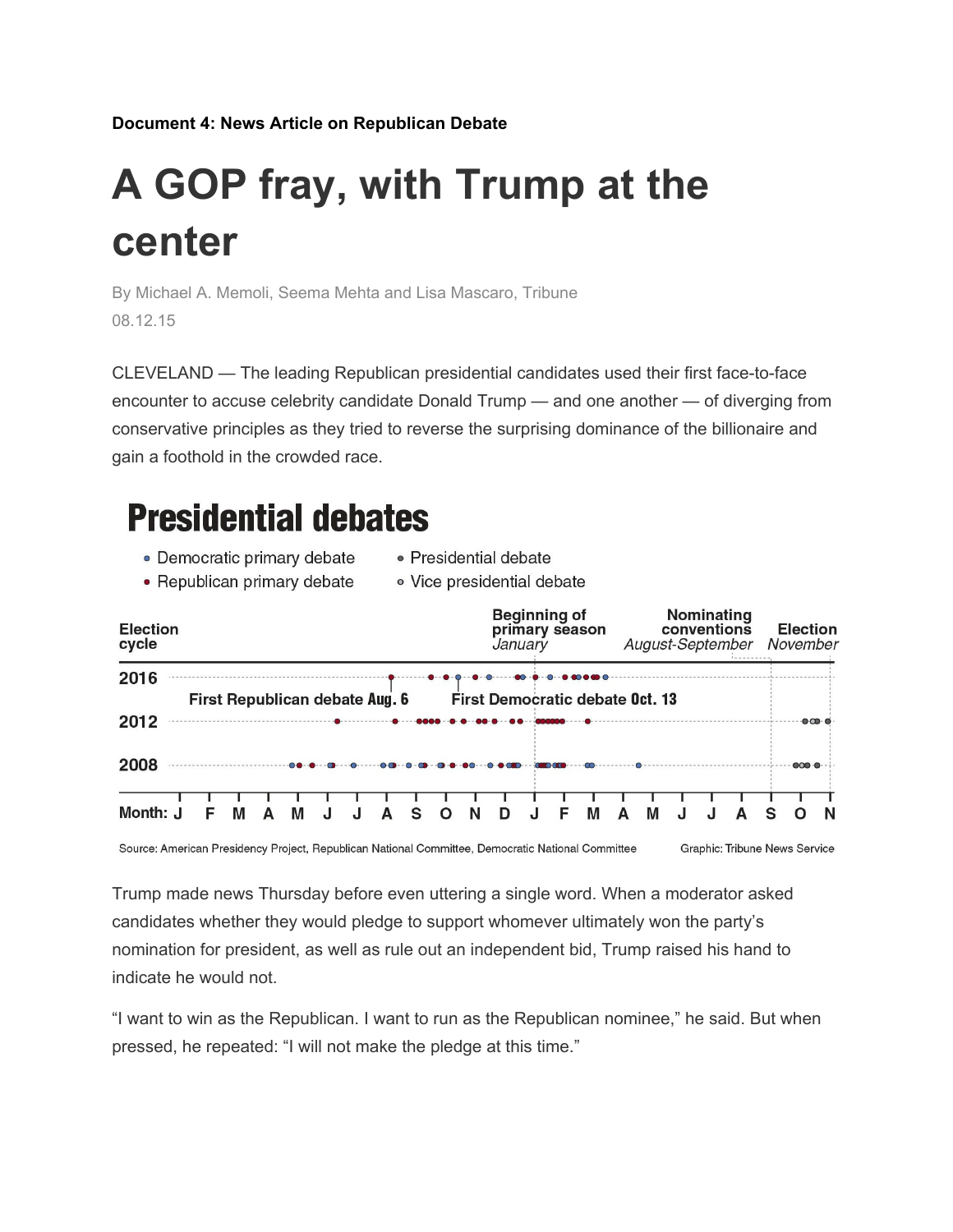**Document 4: News Article on Republican Debate**

# A GOP fray, with Trump at the center

By Michael A. Memoli, Seema Mehta and Lisa Mascaro, Tribune
08.12.15

CLEVELAND — The leading Republican presidential candidates used their first face-to-face encounter to accuse celebrity candidate Donald Trump — and one another — of diverging from conservative principles as they tried to reverse the surprising dominance of the billionaire and gain a foothold in the crowded race.

**Presidential debates**

- Democratic primary debate
- Republican primary debate
- Presidential debate
- Vice presidential debate

Election cycle: 2016, 2012, 2008

Beginning of primary season *January* | Nominating conventions *August-September* | Election *November*

First Republican debate Aug. 6 | First Democratic debate Oct. 13

Month: J F M A M J J A S O N D J F M A M J J A S O N

Source: American Presidency Project, Republican National Committee, Democratic National Committee — Graphic: Tribune News Service

Trump made news Thursday before even uttering a single word. When a moderator asked candidates whether they would pledge to support whomever ultimately won the party's nomination for president, as well as rule out an independent bid, Trump raised his hand to indicate he would not.

"I want to win as the Republican. I want to run as the Republican nominee," he said. But when pressed, he repeated: "I will not make the pledge at this time."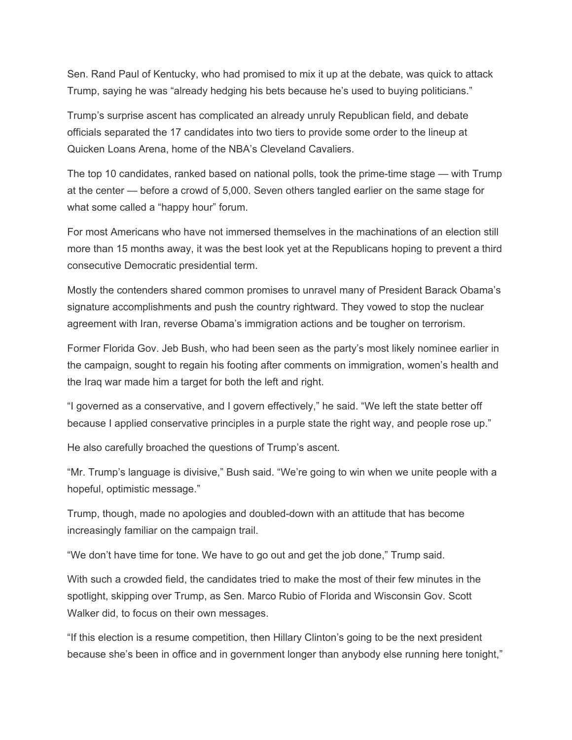Sen. Rand Paul of Kentucky, who had promised to mix it up at the debate, was quick to attack Trump, saying he was "already hedging his bets because he's used to buying politicians."

Trump's surprise ascent has complicated an already unruly Republican field, and debate officials separated the 17 candidates into two tiers to provide some order to the lineup at Quicken Loans Arena, home of the NBA's Cleveland Cavaliers.

The top 10 candidates, ranked based on national polls, took the prime-time stage — with Trump at the center — before a crowd of 5,000. Seven others tangled earlier on the same stage for what some called a "happy hour" forum.

For most Americans who have not immersed themselves in the machinations of an election still more than 15 months away, it was the best look yet at the Republicans hoping to prevent a third consecutive Democratic presidential term.

Mostly the contenders shared common promises to unravel many of President Barack Obama's signature accomplishments and push the country rightward. They vowed to stop the nuclear agreement with Iran, reverse Obama's immigration actions and be tougher on terrorism.

Former Florida Gov. Jeb Bush, who had been seen as the party's most likely nominee earlier in the campaign, sought to regain his footing after comments on immigration, women's health and the Iraq war made him a target for both the left and right.

"I governed as a conservative, and I govern effectively," he said. "We left the state better off because I applied conservative principles in a purple state the right way, and people rose up."

He also carefully broached the questions of Trump's ascent.

"Mr. Trump's language is divisive," Bush said. "We're going to win when we unite people with a hopeful, optimistic message."

Trump, though, made no apologies and doubled-down with an attitude that has become increasingly familiar on the campaign trail.

"We don't have time for tone. We have to go out and get the job done," Trump said.

With such a crowded field, the candidates tried to make the most of their few minutes in the spotlight, skipping over Trump, as Sen. Marco Rubio of Florida and Wisconsin Gov. Scott Walker did, to focus on their own messages.

"If this election is a resume competition, then Hillary Clinton's going to be the next president because she's been in office and in government longer than anybody else running here tonight,"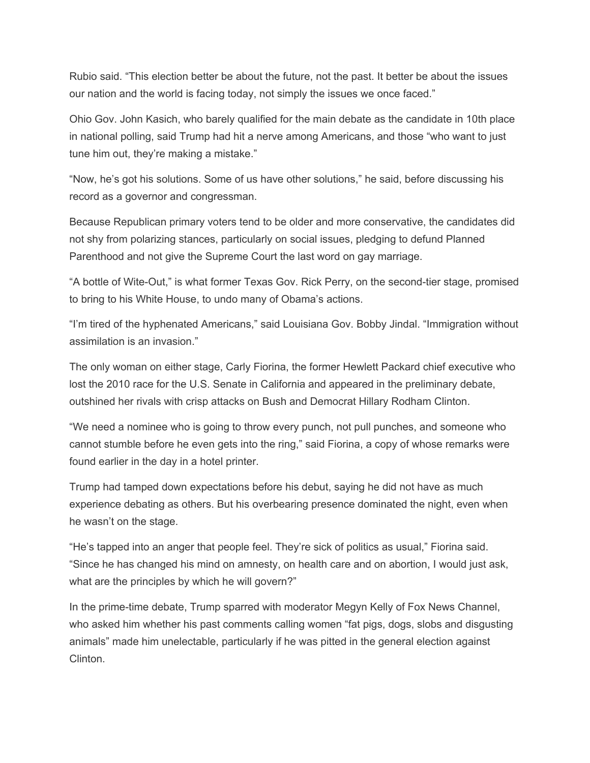Rubio said. “This election better be about the future, not the past. It better be about the issues our nation and the world is facing today, not simply the issues we once faced.”

Ohio Gov. John Kasich, who barely qualified for the main debate as the candidate in 10th place in national polling, said Trump had hit a nerve among Americans, and those “who want to just tune him out, they’re making a mistake.”

“Now, he’s got his solutions. Some of us have other solutions,” he said, before discussing his record as a governor and congressman.

Because Republican primary voters tend to be older and more conservative, the candidates did not shy from polarizing stances, particularly on social issues, pledging to defund Planned Parenthood and not give the Supreme Court the last word on gay marriage.

“A bottle of Wite-Out,” is what former Texas Gov. Rick Perry, on the second-tier stage, promised to bring to his White House, to undo many of Obama’s actions.

“I’m tired of the hyphenated Americans,” said Louisiana Gov. Bobby Jindal. “Immigration without assimilation is an invasion.”

The only woman on either stage, Carly Fiorina, the former Hewlett Packard chief executive who lost the 2010 race for the U.S. Senate in California and appeared in the preliminary debate, outshined her rivals with crisp attacks on Bush and Democrat Hillary Rodham Clinton.

“We need a nominee who is going to throw every punch, not pull punches, and someone who cannot stumble before he even gets into the ring,” said Fiorina, a copy of whose remarks were found earlier in the day in a hotel printer.

Trump had tamped down expectations before his debut, saying he did not have as much experience debating as others. But his overbearing presence dominated the night, even when he wasn’t on the stage.

“He’s tapped into an anger that people feel. They’re sick of politics as usual,” Fiorina said. “Since he has changed his mind on amnesty, on health care and on abortion, I would just ask, what are the principles by which he will govern?”

In the prime-time debate, Trump sparred with moderator Megyn Kelly of Fox News Channel, who asked him whether his past comments calling women “fat pigs, dogs, slobs and disgusting animals” made him unelectable, particularly if he was pitted in the general election against Clinton.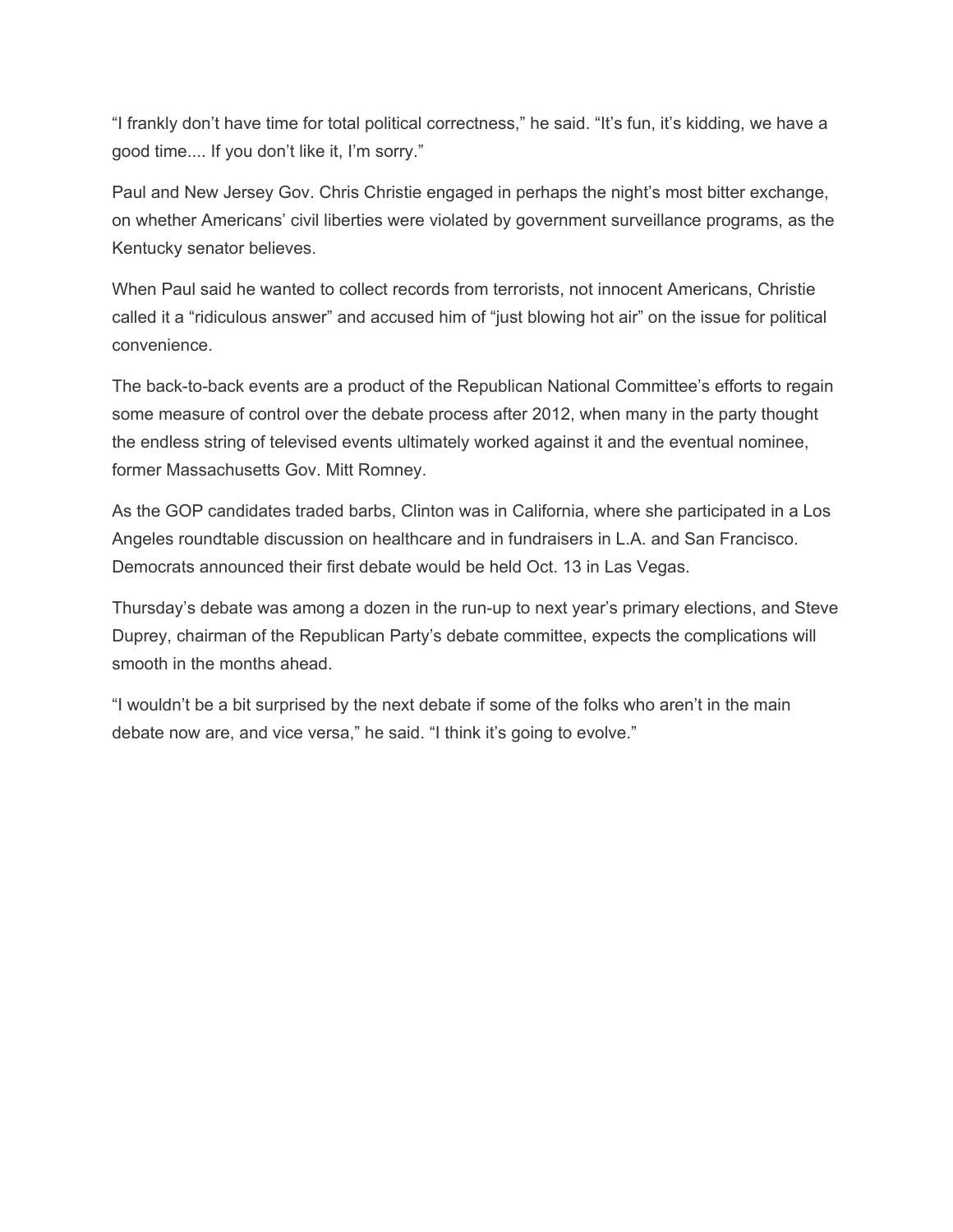“I frankly don’t have time for total political correctness,” he said. “It’s fun, it’s kidding, we have a good time.... If you don’t like it, I’m sorry.”

Paul and New Jersey Gov. Chris Christie engaged in perhaps the night’s most bitter exchange, on whether Americans’ civil liberties were violated by government surveillance programs, as the Kentucky senator believes.

When Paul said he wanted to collect records from terrorists, not innocent Americans, Christie called it a “ridiculous answer” and accused him of “just blowing hot air” on the issue for political convenience.

The back-to-back events are a product of the Republican National Committee’s efforts to regain some measure of control over the debate process after 2012, when many in the party thought the endless string of televised events ultimately worked against it and the eventual nominee, former Massachusetts Gov. Mitt Romney.

As the GOP candidates traded barbs, Clinton was in California, where she participated in a Los Angeles roundtable discussion on healthcare and in fundraisers in L.A. and San Francisco. Democrats announced their first debate would be held Oct. 13 in Las Vegas.

Thursday’s debate was among a dozen in the run-up to next year’s primary elections, and Steve Duprey, chairman of the Republican Party’s debate committee, expects the complications will smooth in the months ahead.

“I wouldn’t be a bit surprised by the next debate if some of the folks who aren’t in the main debate now are, and vice versa,” he said. “I think it’s going to evolve.”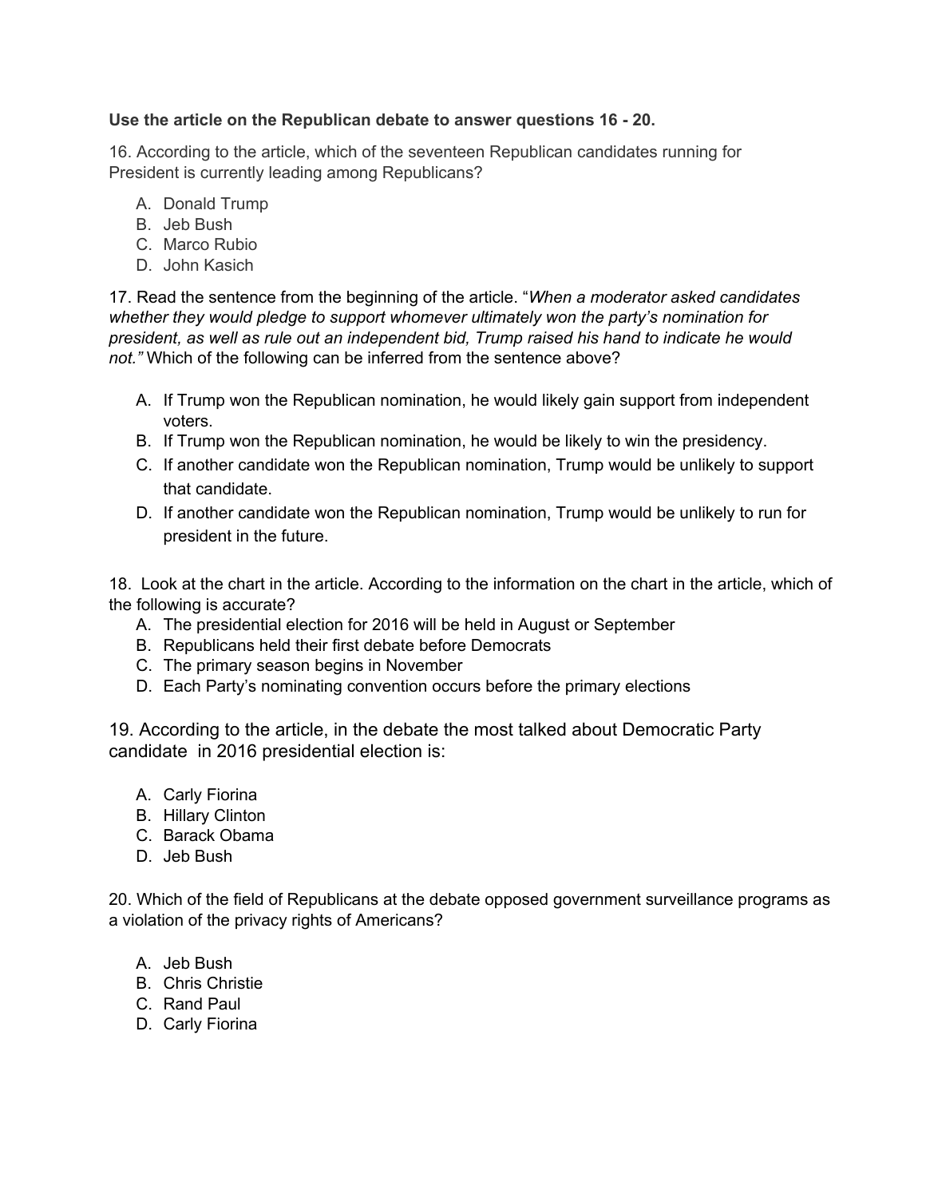**Use the article on the Republican debate to answer questions 16 - 20.**

16. According to the article, which of the seventeen Republican candidates running for President is currently leading among Republicans?

A. Donald Trump
B. Jeb Bush
C. Marco Rubio
D. John Kasich

17. Read the sentence from the beginning of the article. "*When a moderator asked candidates whether they would pledge to support whomever ultimately won the party's nomination for president, as well as rule out an independent bid, Trump raised his hand to indicate he would not.*" Which of the following can be inferred from the sentence above?

A. If Trump won the Republican nomination, he would likely gain support from independent voters.
B. If Trump won the Republican nomination, he would be likely to win the presidency.
C. If another candidate won the Republican nomination, Trump would be unlikely to support that candidate.
D. If another candidate won the Republican nomination, Trump would be unlikely to run for president in the future.

18. Look at the chart in the article. According to the information on the chart in the article, which of the following is accurate?

A. The presidential election for 2016 will be held in August or September
B. Republicans held their first debate before Democrats
C. The primary season begins in November
D. Each Party's nominating convention occurs before the primary elections

19. According to the article, in the debate the most talked about Democratic Party candidate in 2016 presidential election is:

A. Carly Fiorina
B. Hillary Clinton
C. Barack Obama
D. Jeb Bush

20. Which of the field of Republicans at the debate opposed government surveillance programs as a violation of the privacy rights of Americans?

A. Jeb Bush
B. Chris Christie
C. Rand Paul
D. Carly Fiorina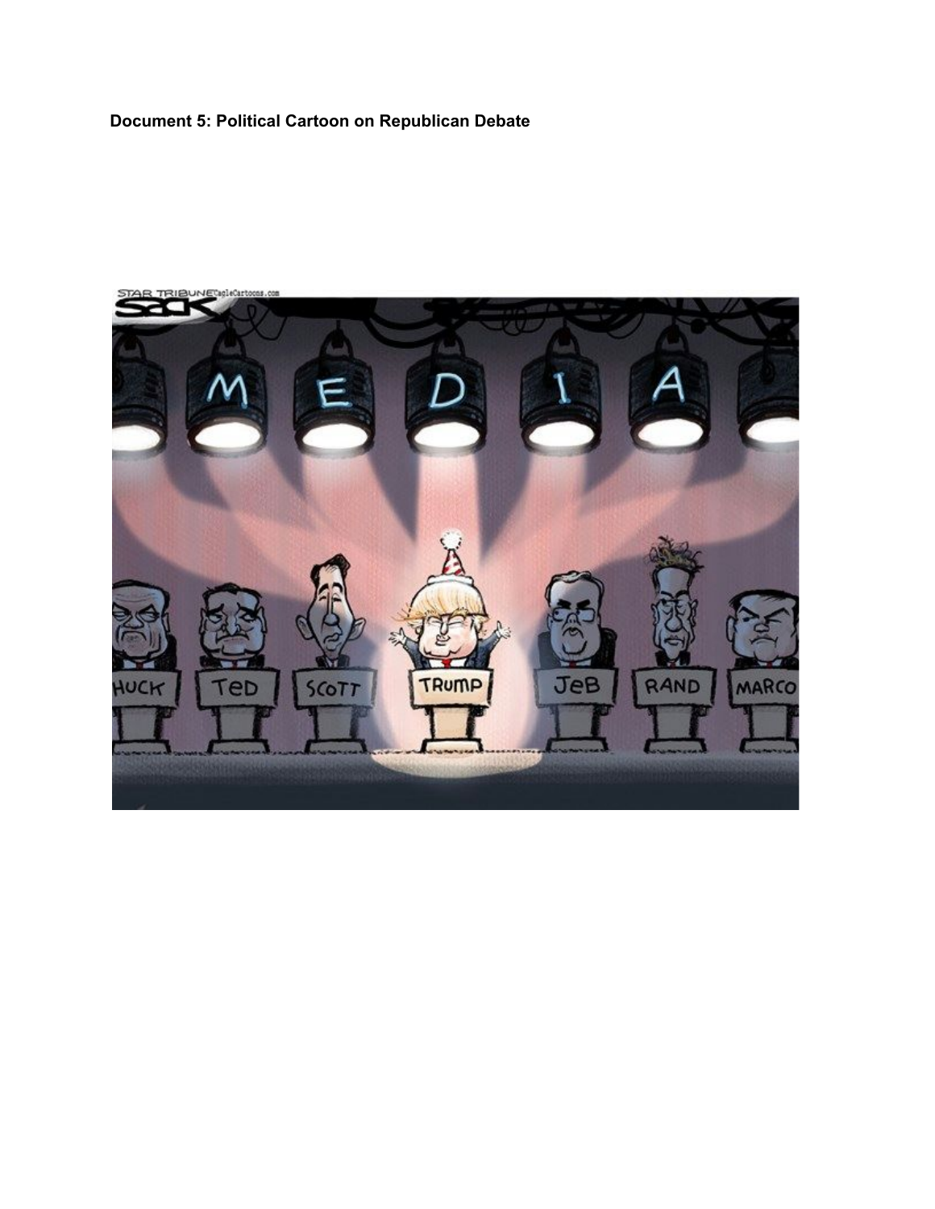**Document 5: Political Cartoon on Republican Debate**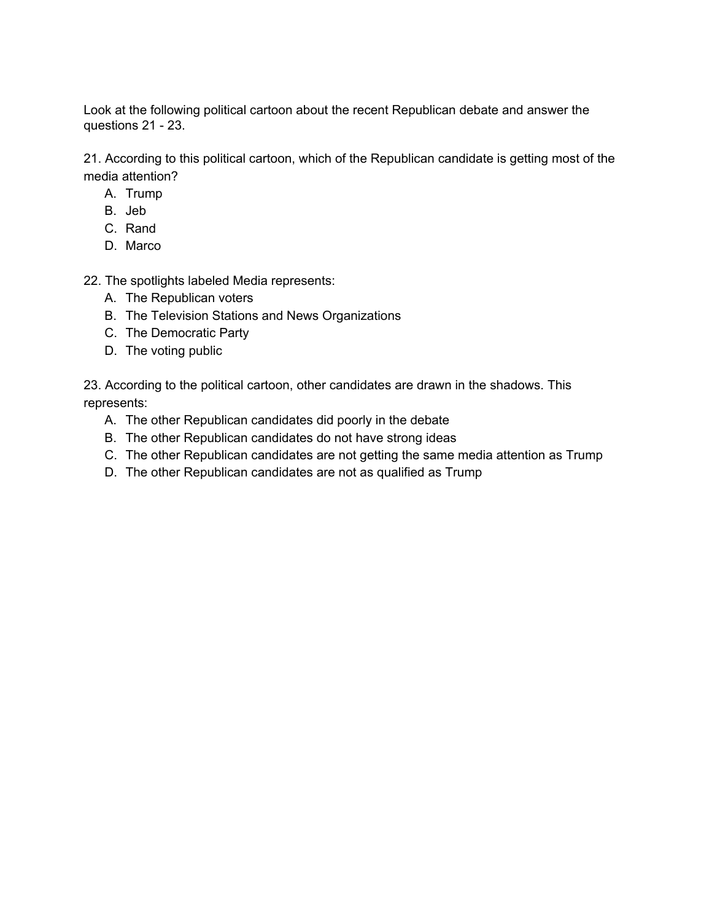Look at the following political cartoon about the recent Republican debate and answer the questions 21 - 23.

21. According to this political cartoon, which of the Republican candidate is getting most of the media attention?

A. Trump
B. Jeb
C. Rand
D. Marco

22. The spotlights labeled Media represents:

A. The Republican voters
B. The Television Stations and News Organizations
C. The Democratic Party
D. The voting public

23. According to the political cartoon, other candidates are drawn in the shadows. This represents:

A. The other Republican candidates did poorly in the debate
B. The other Republican candidates do not have strong ideas
C. The other Republican candidates are not getting the same media attention as Trump
D. The other Republican candidates are not as qualified as Trump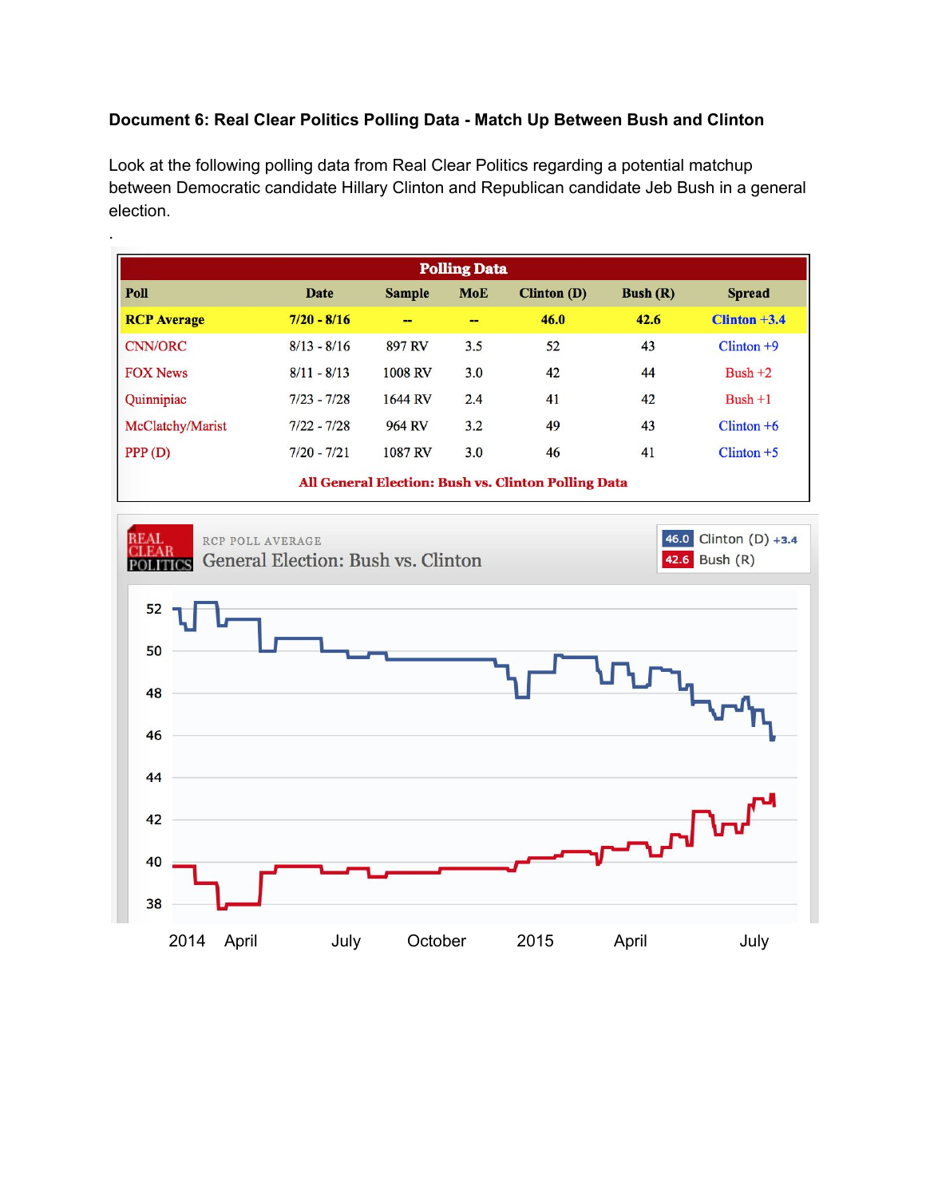**Document 6: Real Clear Politics Polling Data - Match Up Between Bush and Clinton**

Look at the following polling data from Real Clear Politics regarding a potential matchup between Democratic candidate Hillary Clinton and Republican candidate Jeb Bush in a general election.

.

**Polling Data**

| Poll | Date | Sample | MoE | Clinton (D) | Bush (R) | Spread |
|---|---|---|---|---|---|---|
| **RCP Average** | **7/20 - 8/16** | **--** | **--** | **46.0** | **42.6** | **Clinton +3.4** |
| CNN/ORC | 8/13 - 8/16 | 897 RV | 3.5 | 52 | 43 | Clinton +9 |
| FOX News | 8/11 - 8/13 | 1008 RV | 3.0 | 42 | 44 | Bush +2 |
| Quinnipiac | 7/23 - 7/28 | 1644 RV | 2.4 | 41 | 42 | Bush +1 |
| McClatchy/Marist | 7/22 - 7/28 | 964 RV | 3.2 | 49 | 43 | Clinton +6 |
| PPP (D) | 7/20 - 7/21 | 1087 RV | 3.0 | 46 | 41 | Clinton +5 |

**All General Election: Bush vs. Clinton Polling Data**

REAL CLEAR POLITICS

RCP POLL AVERAGE

General Election: Bush vs. Clinton

46.0 Clinton (D) +3.4

42.6 Bush (R)

52
50
48
46
44
42
40
38

2014 April July October 2015 April July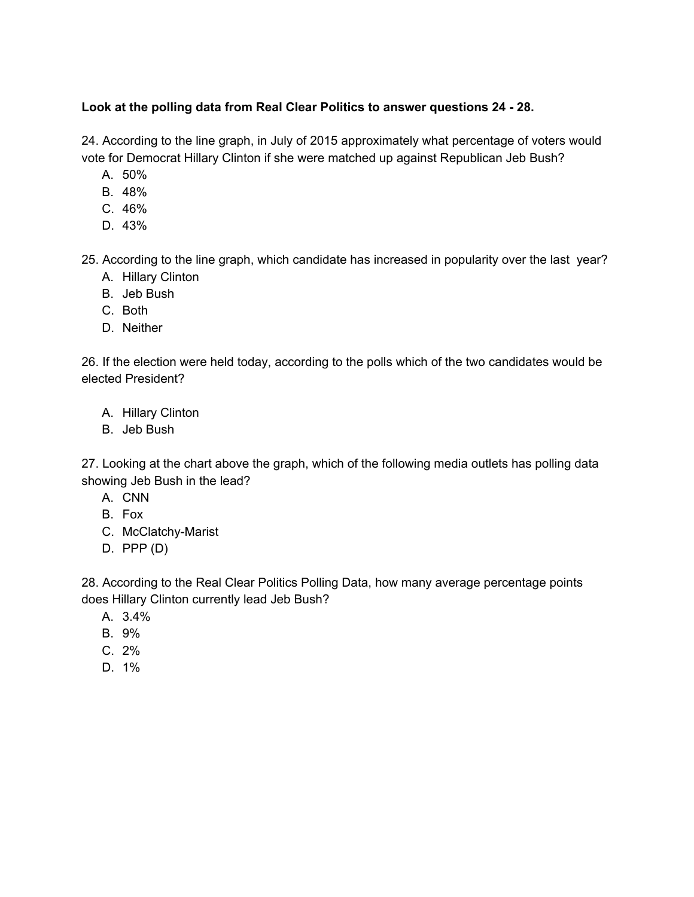**Look at the polling data from Real Clear Politics to answer questions 24 - 28.**

24. According to the line graph, in July of 2015 approximately what percentage of voters would vote for Democrat Hillary Clinton if she were matched up against Republican Jeb Bush?

   A. 50%
   B. 48%
   C. 46%
   D. 43%

25. According to the line graph, which candidate has increased in popularity over the last year?

   A. Hillary Clinton
   B. Jeb Bush
   C. Both
   D. Neither

26. If the election were held today, according to the polls which of the two candidates would be elected President?

   A. Hillary Clinton
   B. Jeb Bush

27. Looking at the chart above the graph, which of the following media outlets has polling data showing Jeb Bush in the lead?

   A. CNN
   B. Fox
   C. McClatchy-Marist
   D. PPP (D)

28. According to the Real Clear Politics Polling Data, how many average percentage points does Hillary Clinton currently lead Jeb Bush?

   A. 3.4%
   B. 9%
   C. 2%
   D. 1%